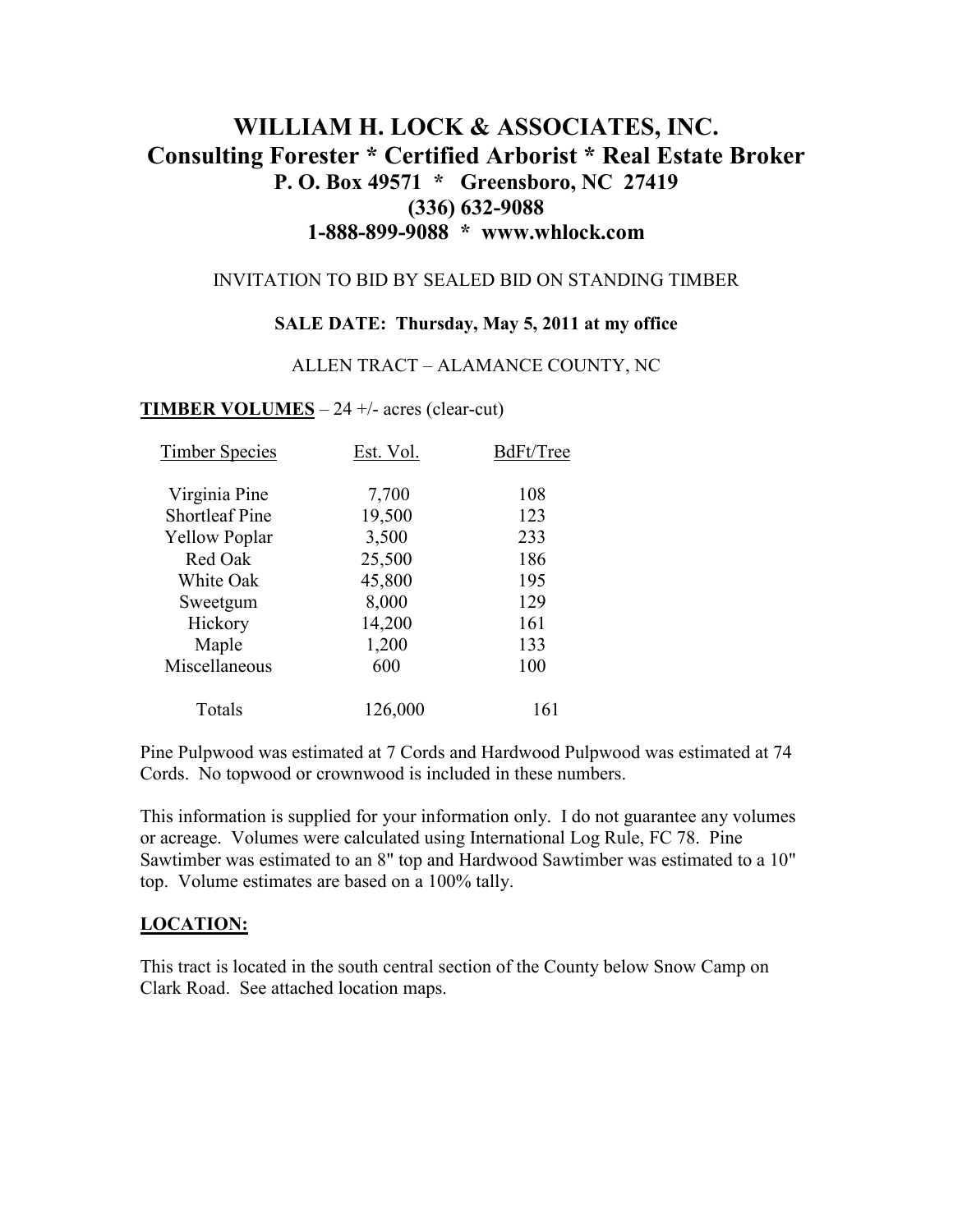# WILLIAM H. LOCK & ASSOCIATES, INC.
## Consulting Forester * Certified Arborist * Real Estate Broker
### P. O. Box 49571 * Greensboro, NC 27419
### (336) 632-9088
### 1-888-899-9088 * www.whlock.com

INVITATION TO BID BY SEALED BID ON STANDING TIMBER

**SALE DATE: Thursday, May 5, 2011 at my office**

ALLEN TRACT – ALAMANCE COUNTY, NC

**TIMBER VOLUMES** – 24 +/- acres (clear-cut)

| Timber Species | Est. Vol. | BdFt/Tree |
|---|---|---|
| Virginia Pine | 7,700 | 108 |
| Shortleaf Pine | 19,500 | 123 |
| Yellow Poplar | 3,500 | 233 |
| Red Oak | 25,500 | 186 |
| White Oak | 45,800 | 195 |
| Sweetgum | 8,000 | 129 |
| Hickory | 14,200 | 161 |
| Maple | 1,200 | 133 |
| Miscellaneous | 600 | 100 |
| Totals | 126,000 | 161 |

Pine Pulpwood was estimated at 7 Cords and Hardwood Pulpwood was estimated at 74 Cords. No topwood or crownwood is included in these numbers.

This information is supplied for your information only. I do not guarantee any volumes or acreage. Volumes were calculated using International Log Rule, FC 78. Pine Sawtimber was estimated to an 8" top and Hardwood Sawtimber was estimated to a 10" top. Volume estimates are based on a 100% tally.

**LOCATION:**

This tract is located in the south central section of the County below Snow Camp on Clark Road. See attached location maps.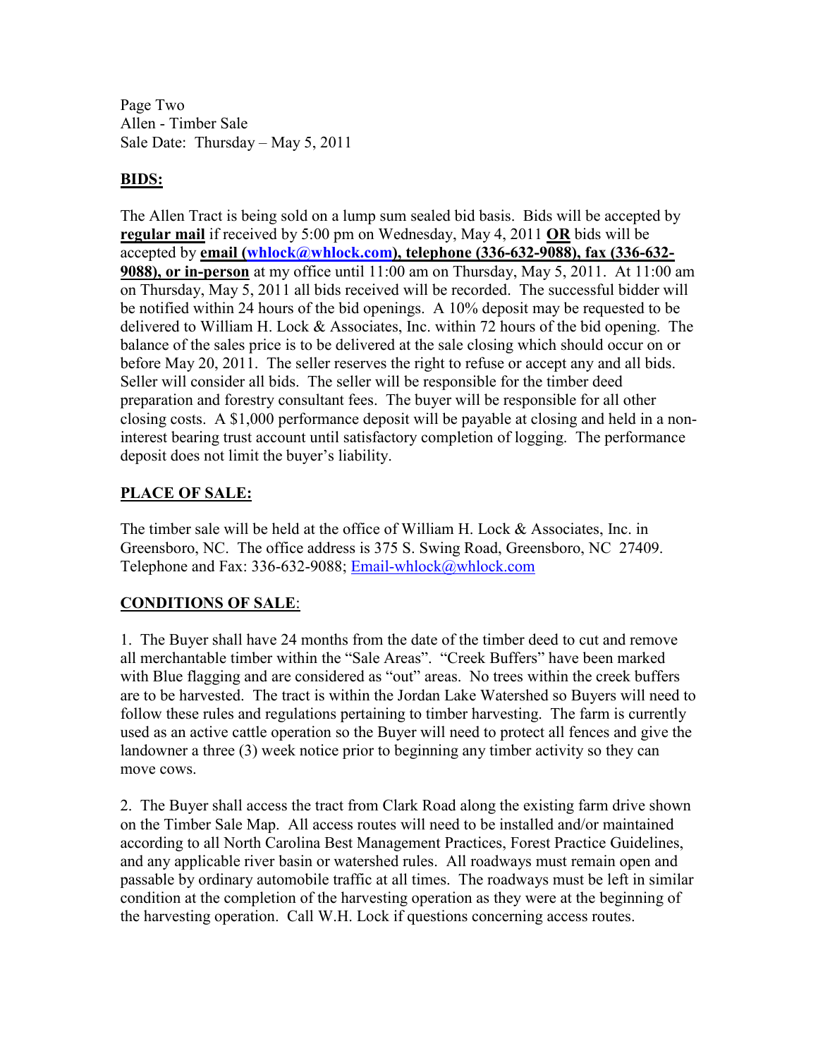Page Two
Allen - Timber Sale
Sale Date: Thursday – May 5, 2011

## BIDS:

The Allen Tract is being sold on a lump sum sealed bid basis. Bids will be accepted by **regular mail** if received by 5:00 pm on Wednesday, May 4, 2011 **OR** bids will be accepted by **email (whlock@whlock.com), telephone (336-632-9088), fax (336-632-9088), or in-person** at my office until 11:00 am on Thursday, May 5, 2011. At 11:00 am on Thursday, May 5, 2011 all bids received will be recorded. The successful bidder will be notified within 24 hours of the bid openings. A 10% deposit may be requested to be delivered to William H. Lock & Associates, Inc. within 72 hours of the bid opening. The balance of the sales price is to be delivered at the sale closing which should occur on or before May 20, 2011. The seller reserves the right to refuse or accept any and all bids. Seller will consider all bids. The seller will be responsible for the timber deed preparation and forestry consultant fees. The buyer will be responsible for all other closing costs. A $1,000 performance deposit will be payable at closing and held in a non-interest bearing trust account until satisfactory completion of logging. The performance deposit does not limit the buyer's liability.

## PLACE OF SALE:

The timber sale will be held at the office of William H. Lock & Associates, Inc. in Greensboro, NC. The office address is 375 S. Swing Road, Greensboro, NC 27409. Telephone and Fax: 336-632-9088; Email-whlock@whlock.com

## CONDITIONS OF SALE:

1. The Buyer shall have 24 months from the date of the timber deed to cut and remove all merchantable timber within the "Sale Areas". "Creek Buffers" have been marked with Blue flagging and are considered as "out" areas. No trees within the creek buffers are to be harvested. The tract is within the Jordan Lake Watershed so Buyers will need to follow these rules and regulations pertaining to timber harvesting. The farm is currently used as an active cattle operation so the Buyer will need to protect all fences and give the landowner a three (3) week notice prior to beginning any timber activity so they can move cows.

2. The Buyer shall access the tract from Clark Road along the existing farm drive shown on the Timber Sale Map. All access routes will need to be installed and/or maintained according to all North Carolina Best Management Practices, Forest Practice Guidelines, and any applicable river basin or watershed rules. All roadways must remain open and passable by ordinary automobile traffic at all times. The roadways must be left in similar condition at the completion of the harvesting operation as they were at the beginning of the harvesting operation. Call W.H. Lock if questions concerning access routes.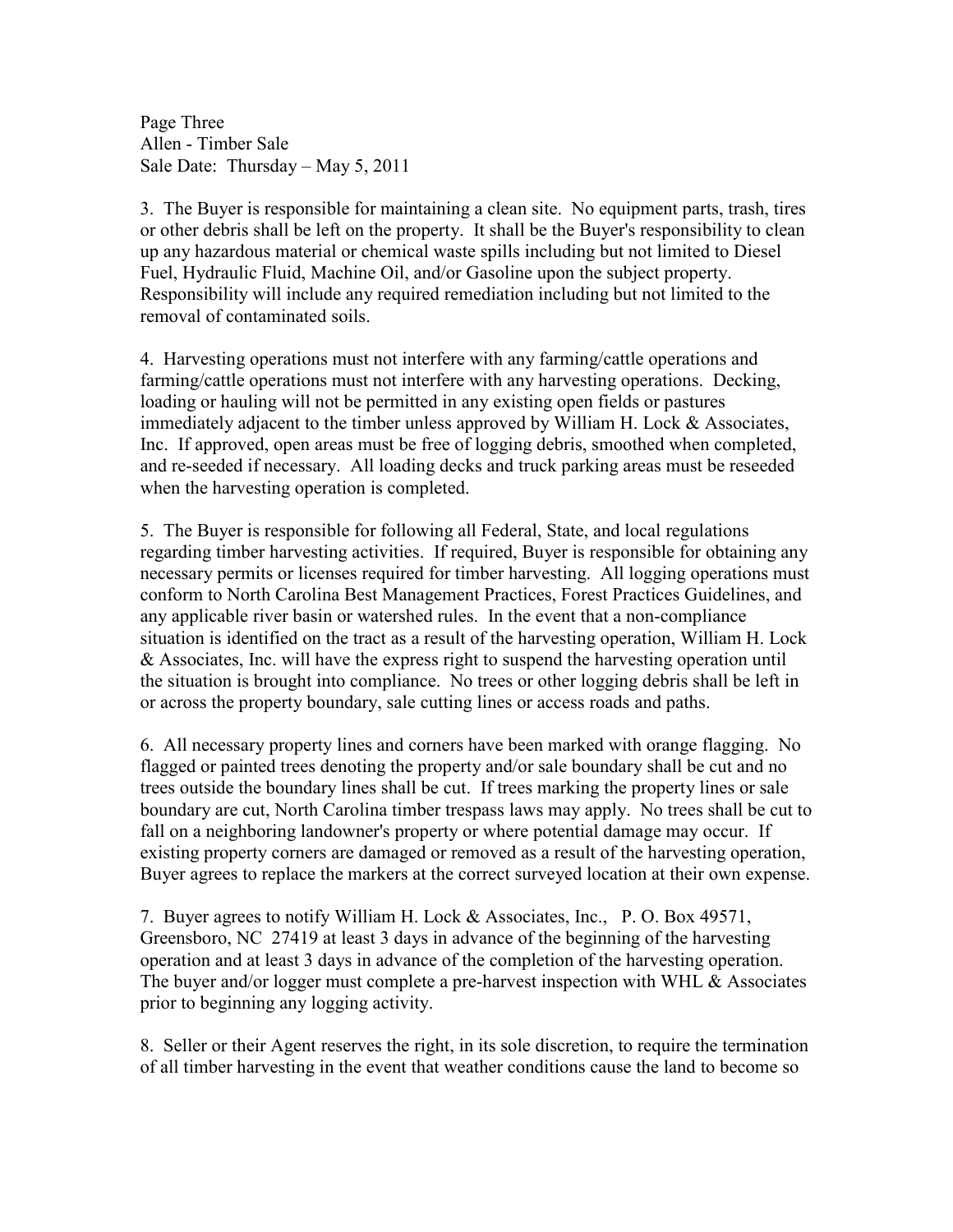3. The Buyer is responsible for maintaining a clean site. No equipment parts, trash, tires or other debris shall be left on the property. It shall be the Buyer's responsibility to clean up any hazardous material or chemical waste spills including but not limited to Diesel Fuel, Hydraulic Fluid, Machine Oil, and/or Gasoline upon the subject property. Responsibility will include any required remediation including but not limited to the removal of contaminated soils.

4. Harvesting operations must not interfere with any farming/cattle operations and farming/cattle operations must not interfere with any harvesting operations. Decking, loading or hauling will not be permitted in any existing open fields or pastures immediately adjacent to the timber unless approved by William H. Lock & Associates, Inc. If approved, open areas must be free of logging debris, smoothed when completed, and re-seeded if necessary. All loading decks and truck parking areas must be reseeded when the harvesting operation is completed.

5. The Buyer is responsible for following all Federal, State, and local regulations regarding timber harvesting activities. If required, Buyer is responsible for obtaining any necessary permits or licenses required for timber harvesting. All logging operations must conform to North Carolina Best Management Practices, Forest Practices Guidelines, and any applicable river basin or watershed rules. In the event that a non-compliance situation is identified on the tract as a result of the harvesting operation, William H. Lock & Associates, Inc. will have the express right to suspend the harvesting operation until the situation is brought into compliance. No trees or other logging debris shall be left in or across the property boundary, sale cutting lines or access roads and paths.

6. All necessary property lines and corners have been marked with orange flagging. No flagged or painted trees denoting the property and/or sale boundary shall be cut and no trees outside the boundary lines shall be cut. If trees marking the property lines or sale boundary are cut, North Carolina timber trespass laws may apply. No trees shall be cut to fall on a neighboring landowner's property or where potential damage may occur. If existing property corners are damaged or removed as a result of the harvesting operation, Buyer agrees to replace the markers at the correct surveyed location at their own expense.

7. Buyer agrees to notify William H. Lock & Associates, Inc., P. O. Box 49571, Greensboro, NC 27419 at least 3 days in advance of the beginning of the harvesting operation and at least 3 days in advance of the completion of the harvesting operation. The buyer and/or logger must complete a pre-harvest inspection with WHL & Associates prior to beginning any logging activity.

8. Seller or their Agent reserves the right, in its sole discretion, to require the termination of all timber harvesting in the event that weather conditions cause the land to become so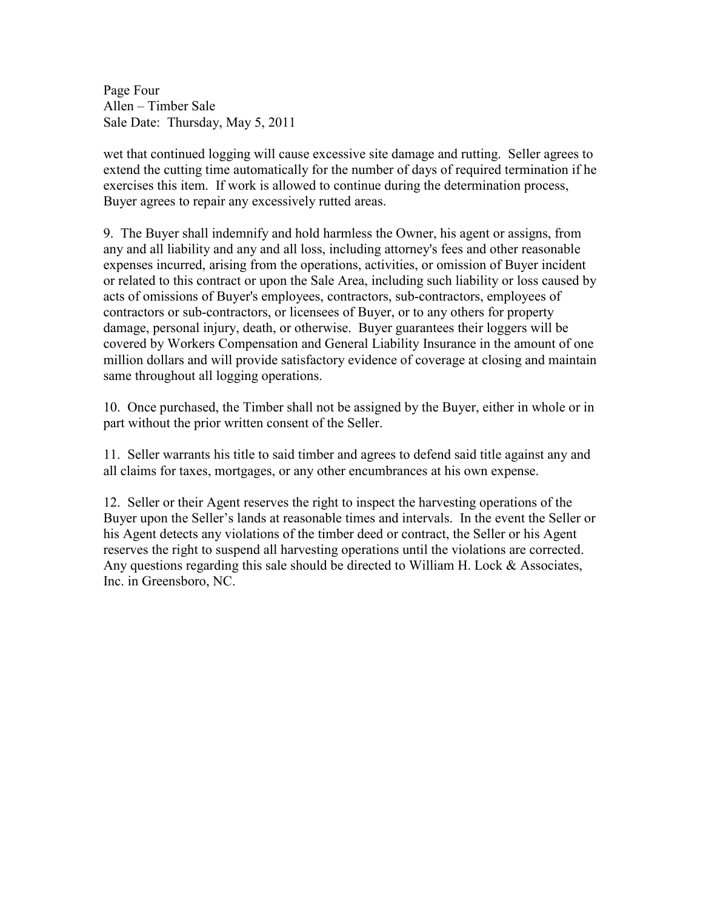wet that continued logging will cause excessive site damage and rutting. Seller agrees to extend the cutting time automatically for the number of days of required termination if he exercises this item. If work is allowed to continue during the determination process, Buyer agrees to repair any excessively rutted areas.

9. The Buyer shall indemnify and hold harmless the Owner, his agent or assigns, from any and all liability and any and all loss, including attorney's fees and other reasonable expenses incurred, arising from the operations, activities, or omission of Buyer incident or related to this contract or upon the Sale Area, including such liability or loss caused by acts of omissions of Buyer's employees, contractors, sub-contractors, employees of contractors or sub-contractors, or licensees of Buyer, or to any others for property damage, personal injury, death, or otherwise. Buyer guarantees their loggers will be covered by Workers Compensation and General Liability Insurance in the amount of one million dollars and will provide satisfactory evidence of coverage at closing and maintain same throughout all logging operations.

10. Once purchased, the Timber shall not be assigned by the Buyer, either in whole or in part without the prior written consent of the Seller.

11. Seller warrants his title to said timber and agrees to defend said title against any and all claims for taxes, mortgages, or any other encumbrances at his own expense.

12. Seller or their Agent reserves the right to inspect the harvesting operations of the Buyer upon the Seller's lands at reasonable times and intervals. In the event the Seller or his Agent detects any violations of the timber deed or contract, the Seller or his Agent reserves the right to suspend all harvesting operations until the violations are corrected. Any questions regarding this sale should be directed to William H. Lock & Associates, Inc. in Greensboro, NC.